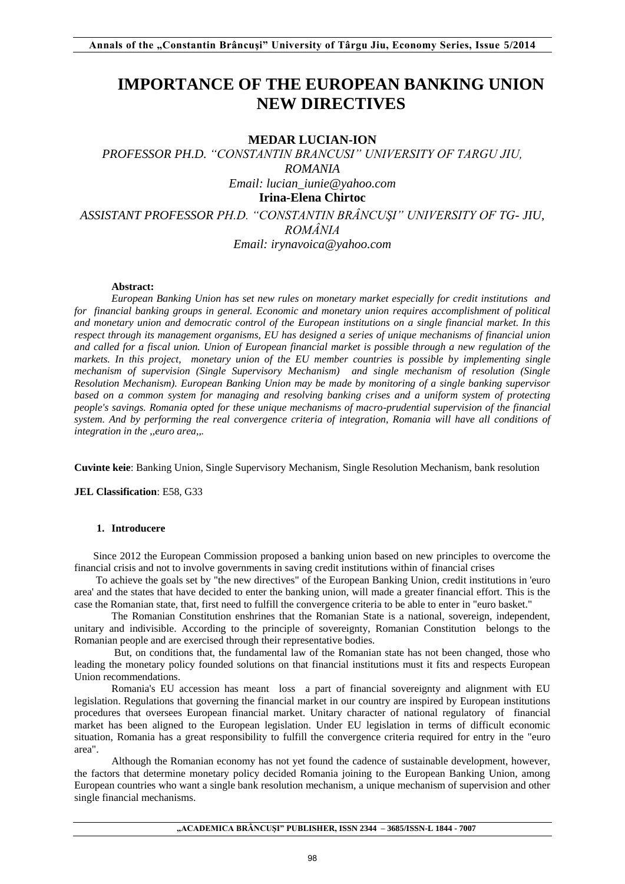# IMPORTANCE OF THE EUROPEAN BANKING UNION NEW DIRECTIVES

**MEDAR LUCIAN-ION**

*PROFESSOR PH.D. "CONSTANTIN BRANCUSI" UNIVERSITY OF TARGU JIU, ROMANIA*

*Email: lucian_iunie@yahoo.com*

**Irina-Elena Chirtoc**

*ASSISTANT PROFESSOR PH.D. "CONSTANTIN BRÂNCUŞI" UNIVERSITY OF TG- JIU, ROMÂNIA*

*Email: irynavoica@yahoo.com*

**Abstract:**

*European Banking Union has set new rules on monetary market especially for credit institutions and for financial banking groups in general. Economic and monetary union requires accomplishment of political and monetary union and democratic control of the European institutions on a single financial market. In this respect through its management organisms, EU has designed a series of unique mechanisms of financial union and called for a fiscal union. Union of European financial market is possible through a new regulation of the markets. In this project, monetary union of the EU member countries is possible by implementing single mechanism of supervision (Single Supervisory Mechanism) and single mechanism of resolution (Single Resolution Mechanism). European Banking Union may be made by monitoring of a single banking supervisor based on a common system for managing and resolving banking crises and a uniform system of protecting people's savings. Romania opted for these unique mechanisms of macro-prudential supervision of the financial system. And by performing the real convergence criteria of integration, Romania will have all conditions of integration in the ,,euro area,,.*

**Cuvinte keie**: Banking Union, Single Supervisory Mechanism, Single Resolution Mechanism, bank resolution

**JEL Classification**: E58, G33

## 1. Introducere

Since 2012 the European Commission proposed a banking union based on new principles to overcome the financial crisis and not to involve governments in saving credit institutions within of financial crises

To achieve the goals set by "the new directives" of the European Banking Union, credit institutions in 'euro area' and the states that have decided to enter the banking union, will made a greater financial effort. This is the case the Romanian state, that, first need to fulfill the convergence criteria to be able to enter in "euro basket."

The Romanian Constitution enshrines that the Romanian State is a national, sovereign, independent, unitary and indivisible. According to the principle of sovereignty, Romanian Constitution belongs to the Romanian people and are exercised through their representative bodies.

But, on conditions that, the fundamental law of the Romanian state has not been changed, those who leading the monetary policy founded solutions on that financial institutions must it fits and respects European Union recommendations.

Romania's EU accession has meant loss a part of financial sovereignty and alignment with EU legislation. Regulations that governing the financial market in our country are inspired by European institutions procedures that oversees European financial market. Unitary character of national regulatory of financial market has been aligned to the European legislation. Under EU legislation in terms of difficult economic situation, Romania has a great responsibility to fulfill the convergence criteria required for entry in the "euro area".

Although the Romanian economy has not yet found the cadence of sustainable development, however, the factors that determine monetary policy decided Romania joining to the European Banking Union, among European countries who want a single bank resolution mechanism, a unique mechanism of supervision and other single financial mechanisms.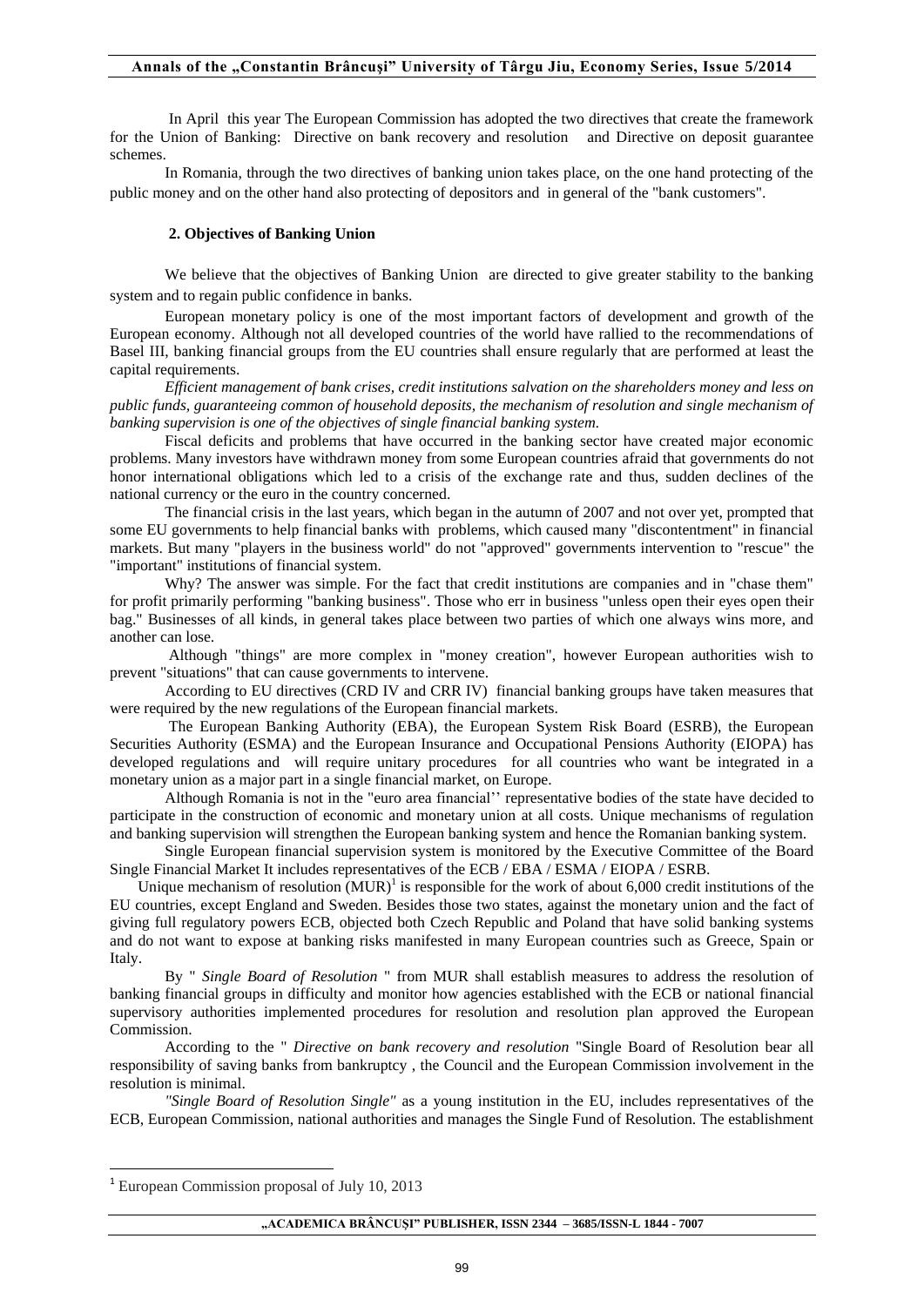In April this year The European Commission has adopted the two directives that create the framework for the Union of Banking: Directive on bank recovery and resolution and Directive on deposit guarantee schemes.

In Romania, through the two directives of banking union takes place, on the one hand protecting of the public money and on the other hand also protecting of depositors and in general of the "bank customers".

## 2. Objectives of Banking Union

We believe that the objectives of Banking Union are directed to give greater stability to the banking system and to regain public confidence in banks.

European monetary policy is one of the most important factors of development and growth of the European economy. Although not all developed countries of the world have rallied to the recommendations of Basel III, banking financial groups from the EU countries shall ensure regularly that are performed at least the capital requirements.

*Efficient management of bank crises, credit institutions salvation on the shareholders money and less on public funds, guaranteeing common of household deposits, the mechanism of resolution and single mechanism of banking supervision is one of the objectives of single financial banking system.*

Fiscal deficits and problems that have occurred in the banking sector have created major economic problems. Many investors have withdrawn money from some European countries afraid that governments do not honor international obligations which led to a crisis of the exchange rate and thus, sudden declines of the national currency or the euro in the country concerned.

The financial crisis in the last years, which began in the autumn of 2007 and not over yet, prompted that some EU governments to help financial banks with problems, which caused many "discontentment" in financial markets. But many "players in the business world" do not "approved" governments intervention to "rescue" the "important" institutions of financial system.

Why? The answer was simple. For the fact that credit institutions are companies and in "chase them" for profit primarily performing "banking business". Those who err in business "unless open their eyes open their bag." Businesses of all kinds, in general takes place between two parties of which one always wins more, and another can lose.

Although "things" are more complex in "money creation", however European authorities wish to prevent "situations" that can cause governments to intervene.

According to EU directives (CRD IV and CRR IV) financial banking groups have taken measures that were required by the new regulations of the European financial markets.

The European Banking Authority (EBA), the European System Risk Board (ESRB), the European Securities Authority (ESMA) and the European Insurance and Occupational Pensions Authority (EIOPA) has developed regulations and will require unitary procedures for all countries who want be integrated in a monetary union as a major part in a single financial market, on Europe.

Although Romania is not in the "euro area financial'' representative bodies of the state have decided to participate in the construction of economic and monetary union at all costs. Unique mechanisms of regulation and banking supervision will strengthen the European banking system and hence the Romanian banking system.

Single European financial supervision system is monitored by the Executive Committee of the Board Single Financial Market It includes representatives of the ECB / EBA / ESMA / EIOPA / ESRB.

Unique mechanism of resolution (MUR)[1] is responsible for the work of about 6,000 credit institutions of the EU countries, except England and Sweden. Besides those two states, against the monetary union and the fact of giving full regulatory powers ECB, objected both Czech Republic and Poland that have solid banking systems and do not want to expose at banking risks manifested in many European countries such as Greece, Spain or Italy.

By " *Single Board of Resolution* " from MUR shall establish measures to address the resolution of banking financial groups in difficulty and monitor how agencies established with the ECB or national financial supervisory authorities implemented procedures for resolution and resolution plan approved the European Commission.

According to the " *Directive on bank recovery and resolution* "Single Board of Resolution bear all responsibility of saving banks from bankruptcy , the Council and the European Commission involvement in the resolution is minimal.

*"Single Board of Resolution Single"* as a young institution in the EU, includes representatives of the ECB, European Commission, national authorities and manages the Single Fund of Resolution. The establishment

[1] European Commission proposal of July 10, 2013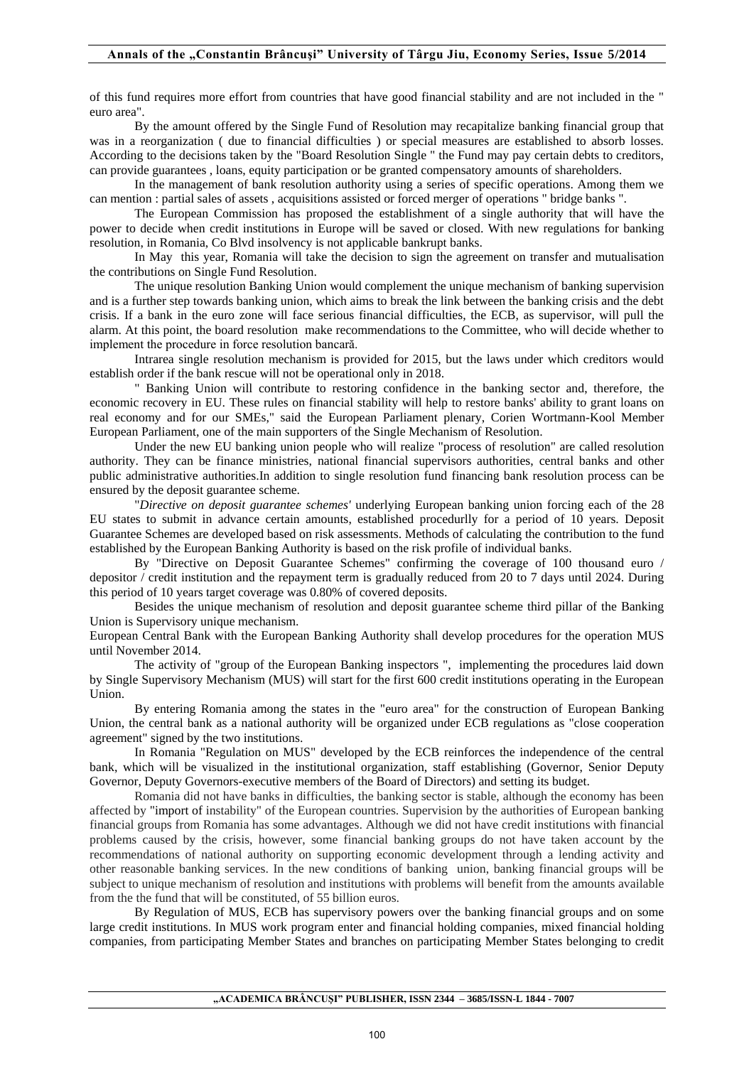of this fund requires more effort from countries that have good financial stability and are not included in the " euro area".

By the amount offered by the Single Fund of Resolution may recapitalize banking financial group that was in a reorganization ( due to financial difficulties ) or special measures are established to absorb losses. According to the decisions taken by the "Board Resolution Single " the Fund may pay certain debts to creditors, can provide guarantees , loans, equity participation or be granted compensatory amounts of shareholders.

In the management of bank resolution authority using a series of specific operations. Among them we can mention : partial sales of assets , acquisitions assisted or forced merger of operations " bridge banks ".

The European Commission has proposed the establishment of a single authority that will have the power to decide when credit institutions in Europe will be saved or closed. With new regulations for banking resolution, in Romania, Co Blvd insolvency is not applicable bankrupt banks.

In May this year, Romania will take the decision to sign the agreement on transfer and mutualisation the contributions on Single Fund Resolution.

The unique resolution Banking Union would complement the unique mechanism of banking supervision and is a further step towards banking union, which aims to break the link between the banking crisis and the debt crisis. If a bank in the euro zone will face serious financial difficulties, the ECB, as supervisor, will pull the alarm. At this point, the board resolution make recommendations to the Committee, who will decide whether to implement the procedure in force resolution bancară.

Intrarea single resolution mechanism is provided for 2015, but the laws under which creditors would establish order if the bank rescue will not be operational only in 2018.

" Banking Union will contribute to restoring confidence in the banking sector and, therefore, the economic recovery in EU. These rules on financial stability will help to restore banks' ability to grant loans on real economy and for our SMEs," said the European Parliament plenary, Corien Wortmann-Kool Member European Parliament, one of the main supporters of the Single Mechanism of Resolution.

Under the new EU banking union people who will realize "process of resolution" are called resolution authority. They can be finance ministries, national financial supervisors authorities, central banks and other public administrative authorities.In addition to single resolution fund financing bank resolution process can be ensured by the deposit guarantee scheme.

"*Directive on deposit guarantee schemes'* underlying European banking union forcing each of the 28 EU states to submit in advance certain amounts, established procedurlly for a period of 10 years. Deposit Guarantee Schemes are developed based on risk assessments. Methods of calculating the contribution to the fund established by the European Banking Authority is based on the risk profile of individual banks.

By "Directive on Deposit Guarantee Schemes" confirming the coverage of 100 thousand euro / depositor / credit institution and the repayment term is gradually reduced from 20 to 7 days until 2024. During this period of 10 years target coverage was 0.80% of covered deposits.

Besides the unique mechanism of resolution and deposit guarantee scheme third pillar of the Banking Union is Supervisory unique mechanism.

European Central Bank with the European Banking Authority shall develop procedures for the operation MUS until November 2014.

The activity of "group of the European Banking inspectors ", implementing the procedures laid down by Single Supervisory Mechanism (MUS) will start for the first 600 credit institutions operating in the European Union.

By entering Romania among the states in the "euro area" for the construction of European Banking Union, the central bank as a national authority will be organized under ECB regulations as "close cooperation agreement" signed by the two institutions.

In Romania "Regulation on MUS" developed by the ECB reinforces the independence of the central bank, which will be visualized in the institutional organization, staff establishing (Governor, Senior Deputy Governor, Deputy Governors-executive members of the Board of Directors) and setting its budget.

Romania did not have banks in difficulties, the banking sector is stable, although the economy has been affected by "import of instability" of the European countries. Supervision by the authorities of European banking financial groups from Romania has some advantages. Although we did not have credit institutions with financial problems caused by the crisis, however, some financial banking groups do not have taken account by the recommendations of national authority on supporting economic development through a lending activity and other reasonable banking services. In the new conditions of banking union, banking financial groups will be subject to unique mechanism of resolution and institutions with problems will benefit from the amounts available from the the fund that will be constituted, of 55 billion euros.

By Regulation of MUS, ECB has supervisory powers over the banking financial groups and on some large credit institutions. In MUS work program enter and financial holding companies, mixed financial holding companies, from participating Member States and branches on participating Member States belonging to credit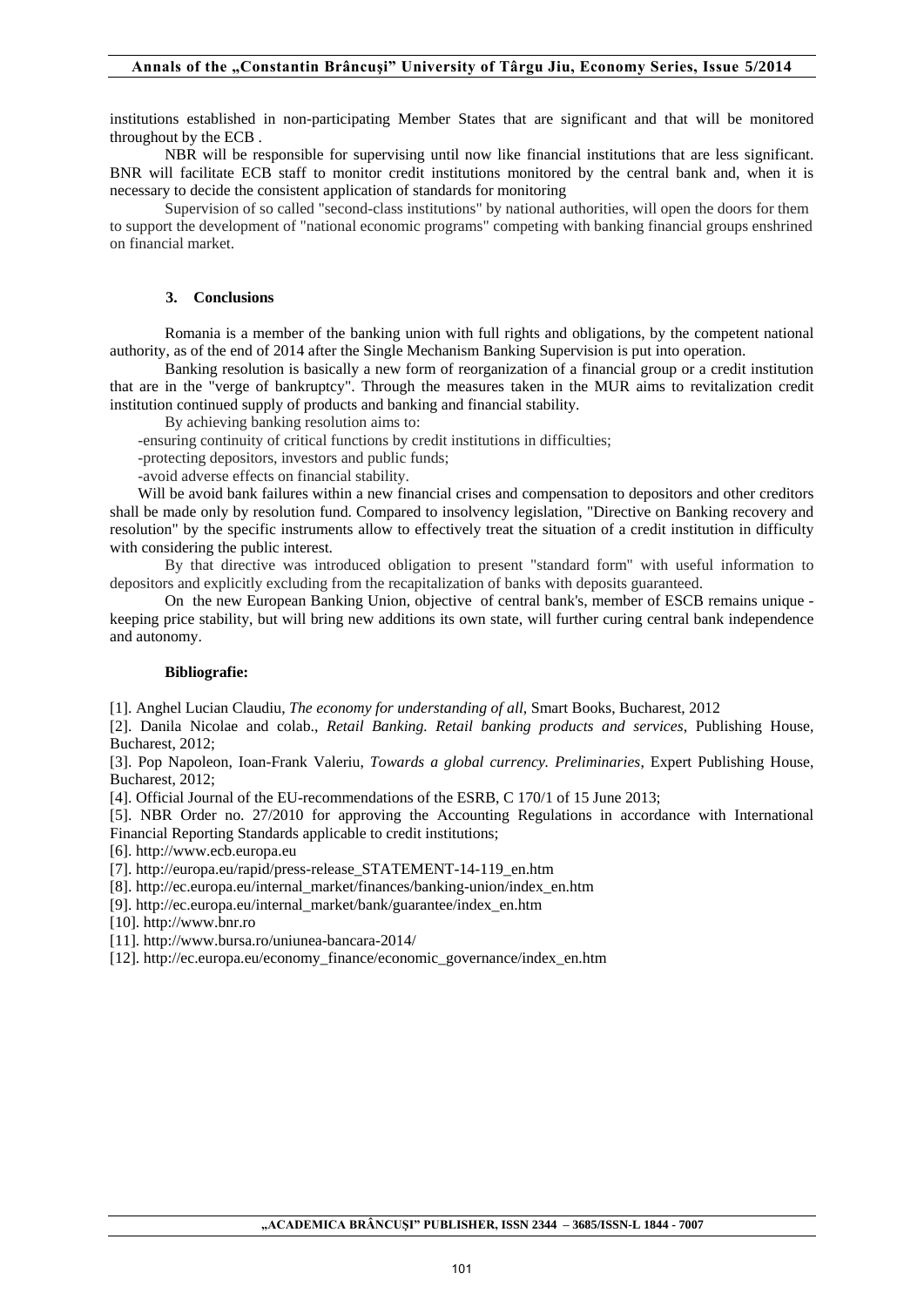institutions established in non-participating Member States that are significant and that will be monitored throughout by the ECB .

NBR will be responsible for supervising until now like financial institutions that are less significant. BNR will facilitate ECB staff to monitor credit institutions monitored by the central bank and, when it is necessary to decide the consistent application of standards for monitoring

Supervision of so called "second-class institutions" by national authorities, will open the doors for them to support the development of "national economic programs" competing with banking financial groups enshrined on financial market.

### 3. Conclusions

Romania is a member of the banking union with full rights and obligations, by the competent national authority, as of the end of 2014 after the Single Mechanism Banking Supervision is put into operation.

Banking resolution is basically a new form of reorganization of a financial group or a credit institution that are in the "verge of bankruptcy". Through the measures taken in the MUR aims to revitalization credit institution continued supply of products and banking and financial stability.

By achieving banking resolution aims to:

-ensuring continuity of critical functions by credit institutions in difficulties;

-protecting depositors, investors and public funds;

-avoid adverse effects on financial stability.

Will be avoid bank failures within a new financial crises and compensation to depositors and other creditors shall be made only by resolution fund. Compared to insolvency legislation, "Directive on Banking recovery and resolution" by the specific instruments allow to effectively treat the situation of a credit institution in difficulty with considering the public interest.

By that directive was introduced obligation to present "standard form" with useful information to depositors and explicitly excluding from the recapitalization of banks with deposits guaranteed.

On the new European Banking Union, objective of central bank's, member of ESCB remains unique - keeping price stability, but will bring new additions its own state, will further curing central bank independence and autonomy.

**Bibliografie:**

[1]. Anghel Lucian Claudiu, *The economy for understanding of all*, Smart Books, Bucharest, 2012

[2]. Danila Nicolae and colab., *Retail Banking. Retail banking products and services*, Publishing House, Bucharest, 2012;

[3]. Pop Napoleon, Ioan-Frank Valeriu, *Towards a global currency. Preliminaries*, Expert Publishing House, Bucharest, 2012;

[4]. Official Journal of the EU-recommendations of the ESRB, C 170/1 of 15 June 2013;

[5]. NBR Order no. 27/2010 for approving the Accounting Regulations in accordance with International Financial Reporting Standards applicable to credit institutions;

[6]. http://www.ecb.europa.eu

[7]. http://europa.eu/rapid/press-release_STATEMENT-14-119_en.htm

[8]. http://ec.europa.eu/internal_market/finances/banking-union/index_en.htm

[9]. http://ec.europa.eu/internal_market/bank/guarantee/index_en.htm

[10]. http://www.bnr.ro

[11]. http://www.bursa.ro/uniunea-bancara-2014/

[12]. http://ec.europa.eu/economy_finance/economic_governance/index_en.htm